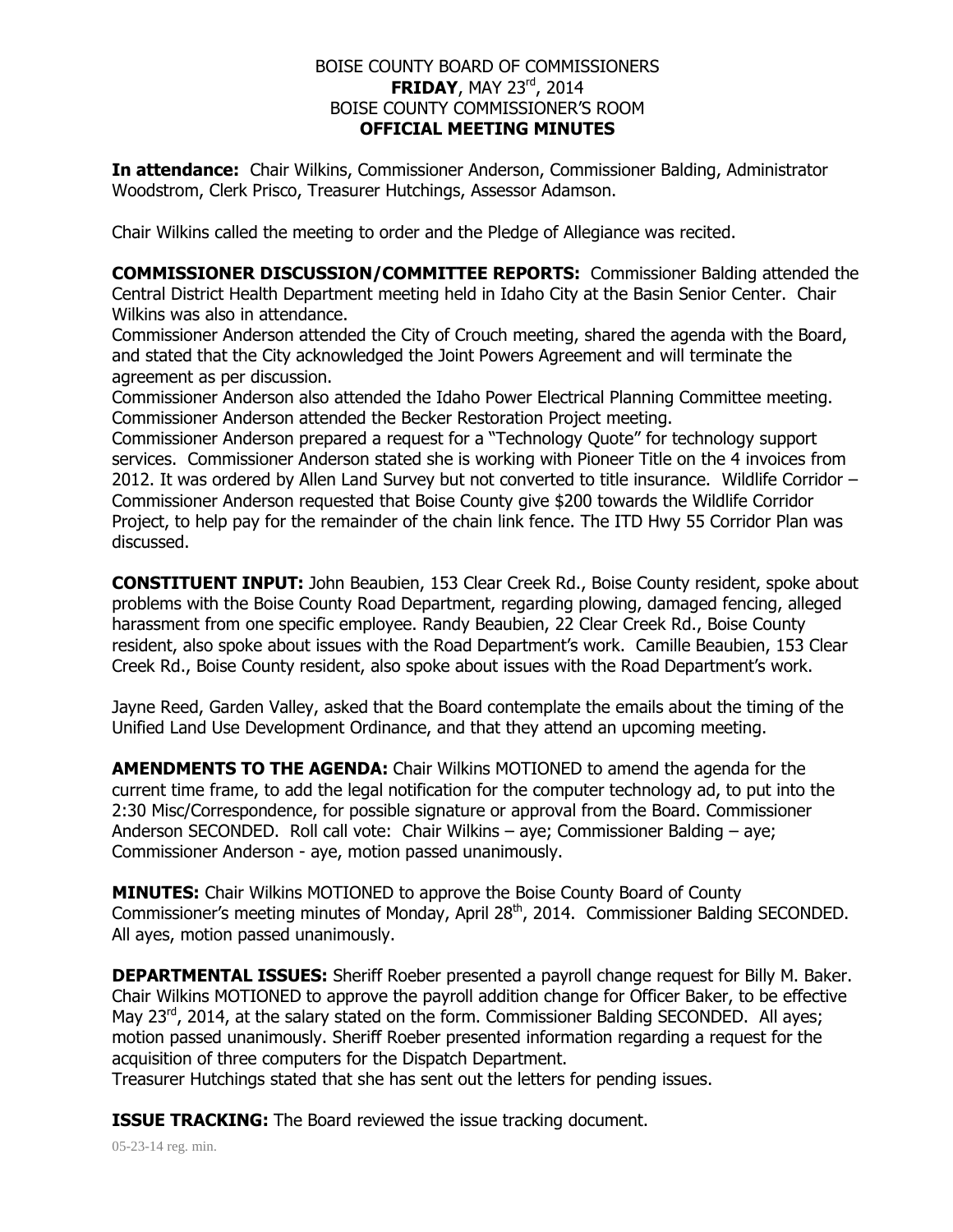BOISE COUNTY BOARD OF COMMISSIONERS
**FRIDAY**, MAY 23rd, 2014
BOISE COUNTY COMMISSIONER'S ROOM
**OFFICIAL MEETING MINUTES**

**In attendance:** Chair Wilkins, Commissioner Anderson, Commissioner Balding, Administrator Woodstrom, Clerk Prisco, Treasurer Hutchings, Assessor Adamson.

Chair Wilkins called the meeting to order and the Pledge of Allegiance was recited.

**COMMISSIONER DISCUSSION/COMMITTEE REPORTS:** Commissioner Balding attended the Central District Health Department meeting held in Idaho City at the Basin Senior Center. Chair Wilkins was also in attendance.
Commissioner Anderson attended the City of Crouch meeting, shared the agenda with the Board, and stated that the City acknowledged the Joint Powers Agreement and will terminate the agreement as per discussion.
Commissioner Anderson also attended the Idaho Power Electrical Planning Committee meeting.
Commissioner Anderson attended the Becker Restoration Project meeting.
Commissioner Anderson prepared a request for a "Technology Quote" for technology support services. Commissioner Anderson stated she is working with Pioneer Title on the 4 invoices from 2012. It was ordered by Allen Land Survey but not converted to title insurance. Wildlife Corridor – Commissioner Anderson requested that Boise County give $200 towards the Wildlife Corridor Project, to help pay for the remainder of the chain link fence. The ITD Hwy 55 Corridor Plan was discussed.

**CONSTITUENT INPUT:** John Beaubien, 153 Clear Creek Rd., Boise County resident, spoke about problems with the Boise County Road Department, regarding plowing, damaged fencing, alleged harassment from one specific employee. Randy Beaubien, 22 Clear Creek Rd., Boise County resident, also spoke about issues with the Road Department's work. Camille Beaubien, 153 Clear Creek Rd., Boise County resident, also spoke about issues with the Road Department's work.

Jayne Reed, Garden Valley, asked that the Board contemplate the emails about the timing of the Unified Land Use Development Ordinance, and that they attend an upcoming meeting.

**AMENDMENTS TO THE AGENDA:** Chair Wilkins MOTIONED to amend the agenda for the current time frame, to add the legal notification for the computer technology ad, to put into the 2:30 Misc/Correspondence, for possible signature or approval from the Board. Commissioner Anderson SECONDED. Roll call vote: Chair Wilkins – aye; Commissioner Balding – aye; Commissioner Anderson - aye, motion passed unanimously.

**MINUTES:** Chair Wilkins MOTIONED to approve the Boise County Board of County Commissioner's meeting minutes of Monday, April 28th, 2014. Commissioner Balding SECONDED. All ayes, motion passed unanimously.

**DEPARTMENTAL ISSUES:** Sheriff Roeber presented a payroll change request for Billy M. Baker. Chair Wilkins MOTIONED to approve the payroll addition change for Officer Baker, to be effective May 23rd, 2014, at the salary stated on the form. Commissioner Balding SECONDED. All ayes; motion passed unanimously. Sheriff Roeber presented information regarding a request for the acquisition of three computers for the Dispatch Department.
Treasurer Hutchings stated that she has sent out the letters for pending issues.

**ISSUE TRACKING:** The Board reviewed the issue tracking document.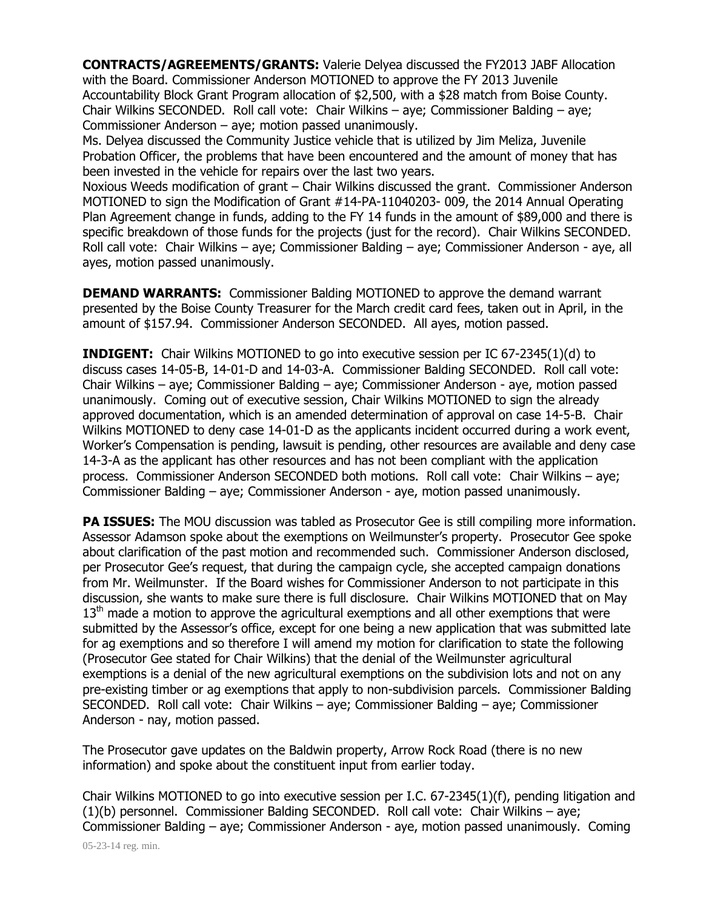**CONTRACTS/AGREEMENTS/GRANTS:** Valerie Delyea discussed the FY2013 JABF Allocation with the Board. Commissioner Anderson MOTIONED to approve the FY 2013 Juvenile Accountability Block Grant Program allocation of $2,500, with a $28 match from Boise County. Chair Wilkins SECONDED. Roll call vote: Chair Wilkins – aye; Commissioner Balding – aye; Commissioner Anderson – aye; motion passed unanimously.

Ms. Delyea discussed the Community Justice vehicle that is utilized by Jim Meliza, Juvenile Probation Officer, the problems that have been encountered and the amount of money that has been invested in the vehicle for repairs over the last two years.

Noxious Weeds modification of grant – Chair Wilkins discussed the grant. Commissioner Anderson MOTIONED to sign the Modification of Grant #14-PA-11040203- 009, the 2014 Annual Operating Plan Agreement change in funds, adding to the FY 14 funds in the amount of $89,000 and there is specific breakdown of those funds for the projects (just for the record). Chair Wilkins SECONDED. Roll call vote: Chair Wilkins – aye; Commissioner Balding – aye; Commissioner Anderson - aye, all ayes, motion passed unanimously.

**DEMAND WARRANTS:** Commissioner Balding MOTIONED to approve the demand warrant presented by the Boise County Treasurer for the March credit card fees, taken out in April, in the amount of $157.94. Commissioner Anderson SECONDED. All ayes, motion passed.

**INDIGENT:** Chair Wilkins MOTIONED to go into executive session per IC 67-2345(1)(d) to discuss cases 14-05-B, 14-01-D and 14-03-A. Commissioner Balding SECONDED. Roll call vote: Chair Wilkins – aye; Commissioner Balding – aye; Commissioner Anderson - aye, motion passed unanimously. Coming out of executive session, Chair Wilkins MOTIONED to sign the already approved documentation, which is an amended determination of approval on case 14-5-B. Chair Wilkins MOTIONED to deny case 14-01-D as the applicants incident occurred during a work event, Worker's Compensation is pending, lawsuit is pending, other resources are available and deny case 14-3-A as the applicant has other resources and has not been compliant with the application process. Commissioner Anderson SECONDED both motions. Roll call vote: Chair Wilkins – aye; Commissioner Balding – aye; Commissioner Anderson - aye, motion passed unanimously.

**PA ISSUES:** The MOU discussion was tabled as Prosecutor Gee is still compiling more information. Assessor Adamson spoke about the exemptions on Weilmunster's property. Prosecutor Gee spoke about clarification of the past motion and recommended such. Commissioner Anderson disclosed, per Prosecutor Gee's request, that during the campaign cycle, she accepted campaign donations from Mr. Weilmunster. If the Board wishes for Commissioner Anderson to not participate in this discussion, she wants to make sure there is full disclosure. Chair Wilkins MOTIONED that on May 13th made a motion to approve the agricultural exemptions and all other exemptions that were submitted by the Assessor's office, except for one being a new application that was submitted late for ag exemptions and so therefore I will amend my motion for clarification to state the following (Prosecutor Gee stated for Chair Wilkins) that the denial of the Weilmunster agricultural exemptions is a denial of the new agricultural exemptions on the subdivision lots and not on any pre-existing timber or ag exemptions that apply to non-subdivision parcels. Commissioner Balding SECONDED. Roll call vote: Chair Wilkins – aye; Commissioner Balding – aye; Commissioner Anderson - nay, motion passed.

The Prosecutor gave updates on the Baldwin property, Arrow Rock Road (there is no new information) and spoke about the constituent input from earlier today.

Chair Wilkins MOTIONED to go into executive session per I.C. 67-2345(1)(f), pending litigation and (1)(b) personnel. Commissioner Balding SECONDED. Roll call vote: Chair Wilkins – aye; Commissioner Balding – aye; Commissioner Anderson - aye, motion passed unanimously. Coming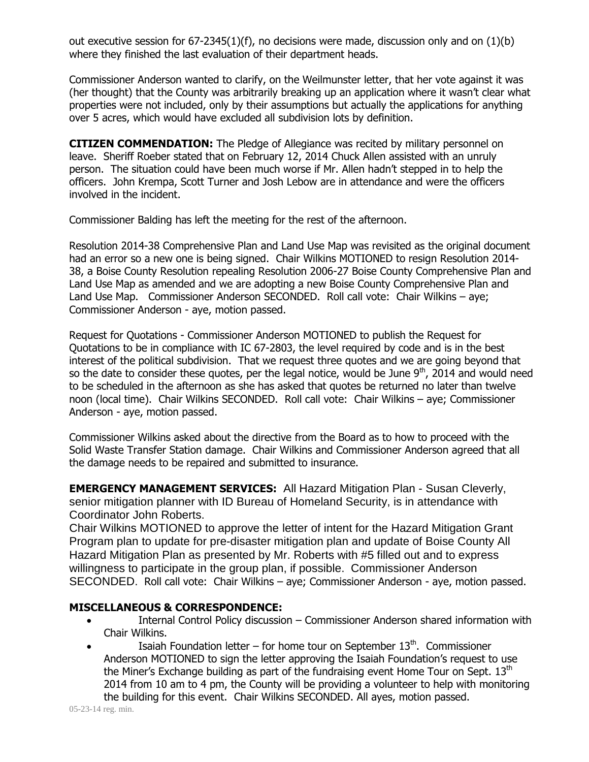out executive session for 67-2345(1)(f), no decisions were made, discussion only and on (1)(b) where they finished the last evaluation of their department heads.

Commissioner Anderson wanted to clarify, on the Weilmunster letter, that her vote against it was (her thought) that the County was arbitrarily breaking up an application where it wasn't clear what properties were not included, only by their assumptions but actually the applications for anything over 5 acres, which would have excluded all subdivision lots by definition.

**CITIZEN COMMENDATION:** The Pledge of Allegiance was recited by military personnel on leave. Sheriff Roeber stated that on February 12, 2014 Chuck Allen assisted with an unruly person. The situation could have been much worse if Mr. Allen hadn't stepped in to help the officers. John Krempa, Scott Turner and Josh Lebow are in attendance and were the officers involved in the incident.

Commissioner Balding has left the meeting for the rest of the afternoon.

Resolution 2014-38 Comprehensive Plan and Land Use Map was revisited as the original document had an error so a new one is being signed. Chair Wilkins MOTIONED to resign Resolution 2014-38, a Boise County Resolution repealing Resolution 2006-27 Boise County Comprehensive Plan and Land Use Map as amended and we are adopting a new Boise County Comprehensive Plan and Land Use Map. Commissioner Anderson SECONDED. Roll call vote: Chair Wilkins – aye; Commissioner Anderson - aye, motion passed.

Request for Quotations - Commissioner Anderson MOTIONED to publish the Request for Quotations to be in compliance with IC 67-2803, the level required by code and is in the best interest of the political subdivision. That we request three quotes and we are going beyond that so the date to consider these quotes, per the legal notice, would be June 9th, 2014 and would need to be scheduled in the afternoon as she has asked that quotes be returned no later than twelve noon (local time). Chair Wilkins SECONDED. Roll call vote: Chair Wilkins – aye; Commissioner Anderson - aye, motion passed.

Commissioner Wilkins asked about the directive from the Board as to how to proceed with the Solid Waste Transfer Station damage. Chair Wilkins and Commissioner Anderson agreed that all the damage needs to be repaired and submitted to insurance.

**EMERGENCY MANAGEMENT SERVICES:** All Hazard Mitigation Plan - Susan Cleverly, senior mitigation planner with ID Bureau of Homeland Security, is in attendance with Coordinator John Roberts.
Chair Wilkins MOTIONED to approve the letter of intent for the Hazard Mitigation Grant Program plan to update for pre-disaster mitigation plan and update of Boise County All Hazard Mitigation Plan as presented by Mr. Roberts with #5 filled out and to express willingness to participate in the group plan, if possible. Commissioner Anderson SECONDED. Roll call vote: Chair Wilkins – aye; Commissioner Anderson - aye, motion passed.

**MISCELLANEOUS & CORRESPONDENCE:**

- Internal Control Policy discussion – Commissioner Anderson shared information with Chair Wilkins.
- Isaiah Foundation letter – for home tour on September 13th. Commissioner Anderson MOTIONED to sign the letter approving the Isaiah Foundation's request to use the Miner's Exchange building as part of the fundraising event Home Tour on Sept. 13th 2014 from 10 am to 4 pm, the County will be providing a volunteer to help with monitoring the building for this event. Chair Wilkins SECONDED. All ayes, motion passed.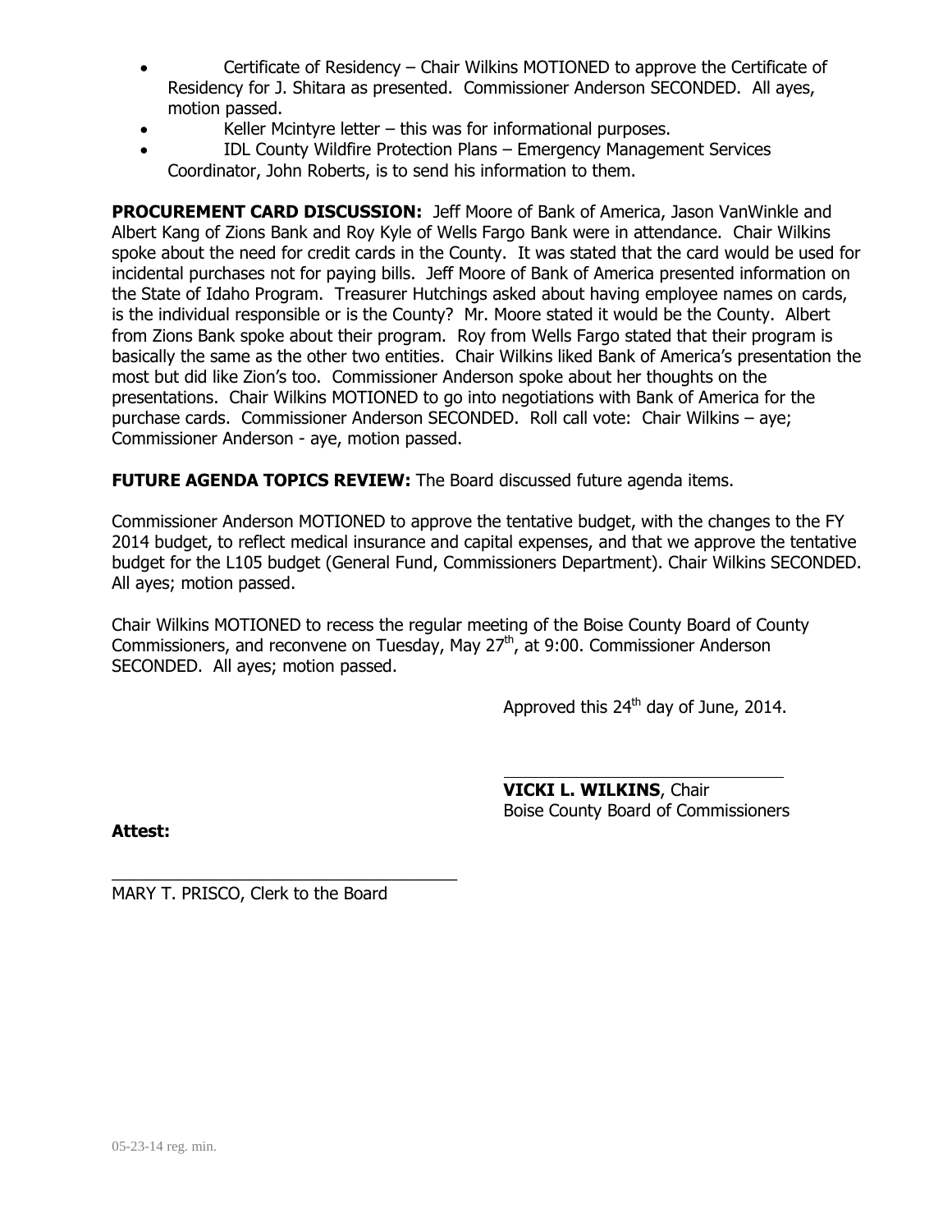- Certificate of Residency – Chair Wilkins MOTIONED to approve the Certificate of Residency for J. Shitara as presented. Commissioner Anderson SECONDED. All ayes, motion passed.
- Keller Mcintyre letter – this was for informational purposes.
- IDL County Wildfire Protection Plans – Emergency Management Services Coordinator, John Roberts, is to send his information to them.

**PROCUREMENT CARD DISCUSSION:** Jeff Moore of Bank of America, Jason VanWinkle and Albert Kang of Zions Bank and Roy Kyle of Wells Fargo Bank were in attendance. Chair Wilkins spoke about the need for credit cards in the County. It was stated that the card would be used for incidental purchases not for paying bills. Jeff Moore of Bank of America presented information on the State of Idaho Program. Treasurer Hutchings asked about having employee names on cards, is the individual responsible or is the County? Mr. Moore stated it would be the County. Albert from Zions Bank spoke about their program. Roy from Wells Fargo stated that their program is basically the same as the other two entities. Chair Wilkins liked Bank of America's presentation the most but did like Zion's too. Commissioner Anderson spoke about her thoughts on the presentations. Chair Wilkins MOTIONED to go into negotiations with Bank of America for the purchase cards. Commissioner Anderson SECONDED. Roll call vote: Chair Wilkins – aye; Commissioner Anderson - aye, motion passed.

**FUTURE AGENDA TOPICS REVIEW:** The Board discussed future agenda items.

Commissioner Anderson MOTIONED to approve the tentative budget, with the changes to the FY 2014 budget, to reflect medical insurance and capital expenses, and that we approve the tentative budget for the L105 budget (General Fund, Commissioners Department). Chair Wilkins SECONDED. All ayes; motion passed.

Chair Wilkins MOTIONED to recess the regular meeting of the Boise County Board of County Commissioners, and reconvene on Tuesday, May 27th, at 9:00. Commissioner Anderson SECONDED. All ayes; motion passed.

Approved this 24th day of June, 2014.

______________________________

**VICKI L. WILKINS**, Chair
Boise County Board of Commissioners

**Attest:**

______________________________

MARY T. PRISCO, Clerk to the Board